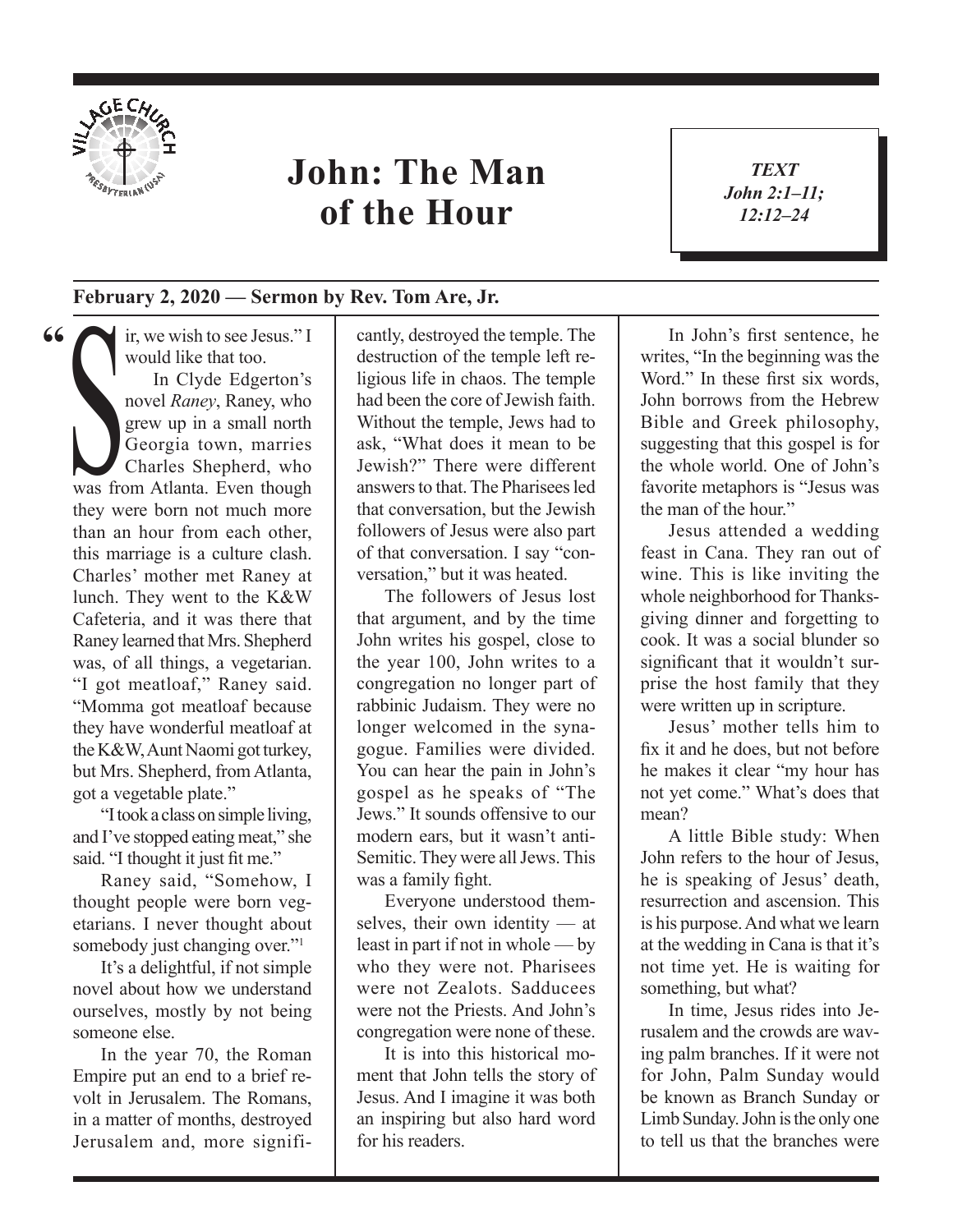# John: The Man of the Hour

***TEXT***
***John 2:1–11; 12:12–24***

**February 2, 2020 — Sermon by Rev. Tom Are, Jr.**

"Sir, we wish to see Jesus." I would like that too.

In Clyde Edgerton's novel *Raney*, Raney, who grew up in a small north Georgia town, marries Charles Shepherd, who was from Atlanta. Even though they were born not much more than an hour from each other, this marriage is a culture clash. Charles' mother met Raney at lunch. They went to the K&W Cafeteria, and it was there that Raney learned that Mrs. Shepherd was, of all things, a vegetarian. "I got meatloaf," Raney said. "Momma got meatloaf because they have wonderful meatloaf at the K&W, Aunt Naomi got turkey, but Mrs. Shepherd, from Atlanta, got a vegetable plate."

"I took a class on simple living, and I've stopped eating meat," she said. "I thought it just fit me."

Raney said, "Somehow, I thought people were born vegetarians. I never thought about somebody just changing over."[1]

It's a delightful, if not simple novel about how we understand ourselves, mostly by not being someone else.

In the year 70, the Roman Empire put an end to a brief revolt in Jerusalem. The Romans, in a matter of months, destroyed Jerusalem and, more significantly, destroyed the temple. The destruction of the temple left religious life in chaos. The temple had been the core of Jewish faith. Without the temple, Jews had to ask, "What does it mean to be Jewish?" There were different answers to that. The Pharisees led that conversation, but the Jewish followers of Jesus were also part of that conversation. I say "conversation," but it was heated.

The followers of Jesus lost that argument, and by the time John writes his gospel, close to the year 100, John writes to a congregation no longer part of rabbinic Judaism. They were no longer welcomed in the synagogue. Families were divided. You can hear the pain in John's gospel as he speaks of "The Jews." It sounds offensive to our modern ears, but it wasn't anti-Semitic. They were all Jews. This was a family fight.

Everyone understood themselves, their own identity — at least in part if not in whole — by who they were not. Pharisees were not Zealots. Sadducees were not the Priests. And John's congregation were none of these.

It is into this historical moment that John tells the story of Jesus. And I imagine it was both an inspiring but also hard word for his readers.

In John's first sentence, he writes, "In the beginning was the Word." In these first six words, John borrows from the Hebrew Bible and Greek philosophy, suggesting that this gospel is for the whole world. One of John's favorite metaphors is "Jesus was the man of the hour."

Jesus attended a wedding feast in Cana. They ran out of wine. This is like inviting the whole neighborhood for Thanksgiving dinner and forgetting to cook. It was a social blunder so significant that it wouldn't surprise the host family that they were written up in scripture.

Jesus' mother tells him to fix it and he does, but not before he makes it clear "my hour has not yet come." What's does that mean?

A little Bible study: When John refers to the hour of Jesus, he is speaking of Jesus' death, resurrection and ascension. This is his purpose. And what we learn at the wedding in Cana is that it's not time yet. He is waiting for something, but what?

In time, Jesus rides into Jerusalem and the crowds are waving palm branches. If it were not for John, Palm Sunday would be known as Branch Sunday or Limb Sunday. John is the only one to tell us that the branches were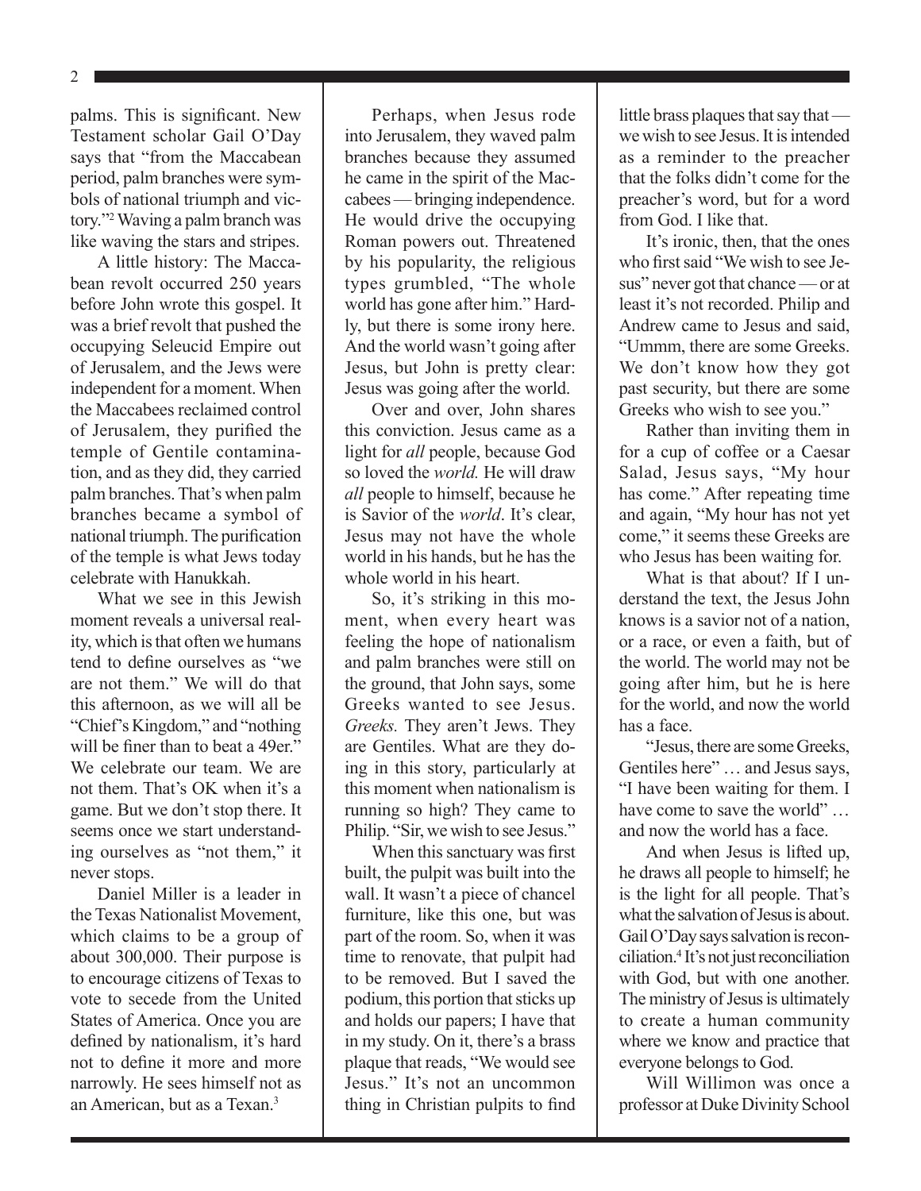palms. This is significant. New Testament scholar Gail O'Day says that "from the Maccabean period, palm branches were symbols of national triumph and victory."[2] Waving a palm branch was like waving the stars and stripes.

A little history: The Maccabean revolt occurred 250 years before John wrote this gospel. It was a brief revolt that pushed the occupying Seleucid Empire out of Jerusalem, and the Jews were independent for a moment. When the Maccabees reclaimed control of Jerusalem, they purified the temple of Gentile contamination, and as they did, they carried palm branches. That's when palm branches became a symbol of national triumph. The purification of the temple is what Jews today celebrate with Hanukkah.

What we see in this Jewish moment reveals a universal reality, which is that often we humans tend to define ourselves as "we are not them." We will do that this afternoon, as we will all be "Chief's Kingdom," and "nothing will be finer than to beat a 49er." We celebrate our team. We are not them. That's OK when it's a game. But we don't stop there. It seems once we start understanding ourselves as "not them," it never stops.

Daniel Miller is a leader in the Texas Nationalist Movement, which claims to be a group of about 300,000. Their purpose is to encourage citizens of Texas to vote to secede from the United States of America. Once you are defined by nationalism, it's hard not to define it more and more narrowly. He sees himself not as an American, but as a Texan.[3]

Perhaps, when Jesus rode into Jerusalem, they waved palm branches because they assumed he came in the spirit of the Maccabees — bringing independence. He would drive the occupying Roman powers out. Threatened by his popularity, the religious types grumbled, "The whole world has gone after him." Hardly, but there is some irony here. And the world wasn't going after Jesus, but John is pretty clear: Jesus was going after the world.

Over and over, John shares this conviction. Jesus came as a light for *all* people, because God so loved the *world.* He will draw *all* people to himself, because he is Savior of the *world*. It's clear, Jesus may not have the whole world in his hands, but he has the whole world in his heart.

So, it's striking in this moment, when every heart was feeling the hope of nationalism and palm branches were still on the ground, that John says, some Greeks wanted to see Jesus. *Greeks.* They aren't Jews. They are Gentiles. What are they doing in this story, particularly at this moment when nationalism is running so high? They came to Philip. "Sir, we wish to see Jesus."

When this sanctuary was first built, the pulpit was built into the wall. It wasn't a piece of chancel furniture, like this one, but was part of the room. So, when it was time to renovate, that pulpit had to be removed. But I saved the podium, this portion that sticks up and holds our papers; I have that in my study. On it, there's a brass plaque that reads, "We would see Jesus." It's not an uncommon thing in Christian pulpits to find little brass plaques that say that — we wish to see Jesus. It is intended as a reminder to the preacher that the folks didn't come for the preacher's word, but for a word from God. I like that.

It's ironic, then, that the ones who first said "We wish to see Jesus" never got that chance — or at least it's not recorded. Philip and Andrew came to Jesus and said, "Ummm, there are some Greeks. We don't know how they got past security, but there are some Greeks who wish to see you."

Rather than inviting them in for a cup of coffee or a Caesar Salad, Jesus says, "My hour has come." After repeating time and again, "My hour has not yet come," it seems these Greeks are who Jesus has been waiting for.

What is that about? If I understand the text, the Jesus John knows is a savior not of a nation, or a race, or even a faith, but of the world. The world may not be going after him, but he is here for the world, and now the world has a face.

"Jesus, there are some Greeks, Gentiles here" … and Jesus says, "I have been waiting for them. I have come to save the world" … and now the world has a face.

And when Jesus is lifted up, he draws all people to himself; he is the light for all people. That's what the salvation of Jesus is about. Gail O'Day says salvation is reconciliation.[4] It's not just reconciliation with God, but with one another. The ministry of Jesus is ultimately to create a human community where we know and practice that everyone belongs to God.

Will Willimon was once a professor at Duke Divinity School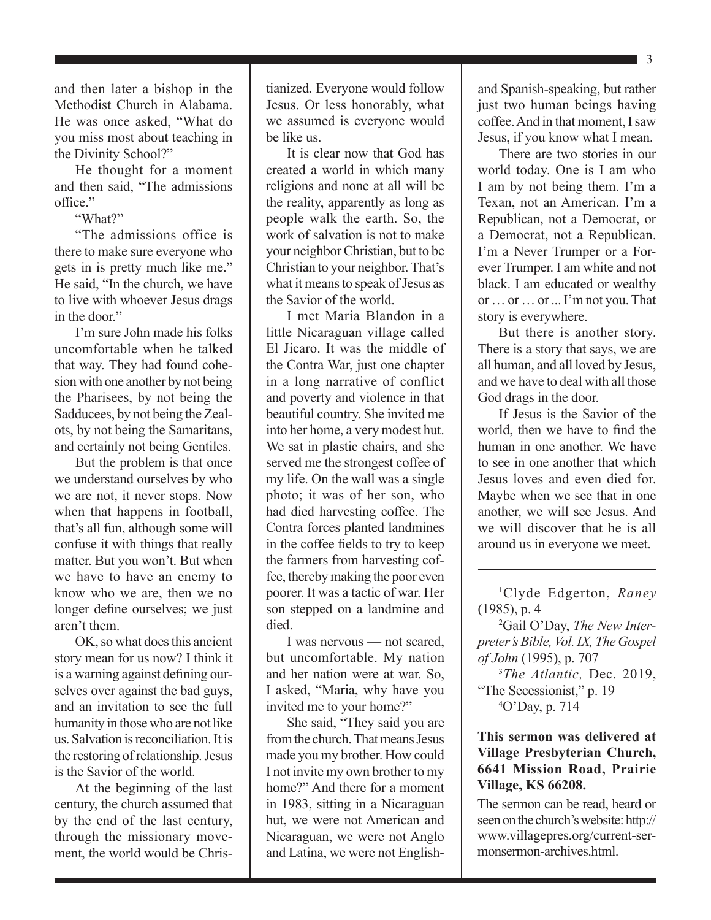and then later a bishop in the Methodist Church in Alabama. He was once asked, "What do you miss most about teaching in the Divinity School?"

He thought for a moment and then said, "The admissions office."

"What?"

"The admissions office is there to make sure everyone who gets in is pretty much like me." He said, "In the church, we have to live with whoever Jesus drags in the door."

I'm sure John made his folks uncomfortable when he talked that way. They had found cohesion with one another by not being the Pharisees, by not being the Sadducees, by not being the Zealots, by not being the Samaritans, and certainly not being Gentiles.

But the problem is that once we understand ourselves by who we are not, it never stops. Now when that happens in football, that's all fun, although some will confuse it with things that really matter. But you won't. But when we have to have an enemy to know who we are, then we no longer define ourselves; we just aren't them.

OK, so what does this ancient story mean for us now? I think it is a warning against defining ourselves over against the bad guys, and an invitation to see the full humanity in those who are not like us. Salvation is reconciliation. It is the restoring of relationship. Jesus is the Savior of the world.

At the beginning of the last century, the church assumed that by the end of the last century, through the missionary movement, the world would be Christianized. Everyone would follow Jesus. Or less honorably, what we assumed is everyone would be like us.

It is clear now that God has created a world in which many religions and none at all will be the reality, apparently as long as people walk the earth. So, the work of salvation is not to make your neighbor Christian, but to be Christian to your neighbor. That's what it means to speak of Jesus as the Savior of the world.

I met Maria Blandon in a little Nicaraguan village called El Jicaro. It was the middle of the Contra War, just one chapter in a long narrative of conflict and poverty and violence in that beautiful country. She invited me into her home, a very modest hut. We sat in plastic chairs, and she served me the strongest coffee of my life. On the wall was a single photo; it was of her son, who had died harvesting coffee. The Contra forces planted landmines in the coffee fields to try to keep the farmers from harvesting coffee, thereby making the poor even poorer. It was a tactic of war. Her son stepped on a landmine and died.

I was nervous — not scared, but uncomfortable. My nation and her nation were at war. So, I asked, "Maria, why have you invited me to your home?"

She said, "They said you are from the church. That means Jesus made you my brother. How could I not invite my own brother to my home?" And there for a moment in 1983, sitting in a Nicaraguan hut, we were not American and Nicaraguan, we were not Anglo and Latina, we were not English- and Spanish-speaking, but rather just two human beings having coffee. And in that moment, I saw Jesus, if you know what I mean.

There are two stories in our world today. One is I am who I am by not being them. I'm a Texan, not an American. I'm a Republican, not a Democrat, or a Democrat, not a Republican. I'm a Never Trumper or a Forever Trumper. I am white and not black. I am educated or wealthy or … or … or ... I'm not you. That story is everywhere.

But there is another story. There is a story that says, we are all human, and all loved by Jesus, and we have to deal with all those God drags in the door.

If Jesus is the Savior of the world, then we have to find the human in one another. We have to see in one another that which Jesus loves and even died for. Maybe when we see that in one another, we will see Jesus. And we will discover that he is all around us in everyone we meet.

---

[1] Clyde Edgerton, *Raney* (1985), p. 4

[2] Gail O'Day, *The New Interpreter's Bible, Vol. IX, The Gospel of John* (1995), p. 707

[3] *The Atlantic,* Dec. 2019, "The Secessionist," p. 19

[4] O'Day, p. 714

**This sermon was delivered at Village Presbyterian Church, 6641 Mission Road, Prairie Village, KS 66208.**

The sermon can be read, heard or seen on the church's website: http://www.villagepres.org/current-sermonsermon-archives.html.